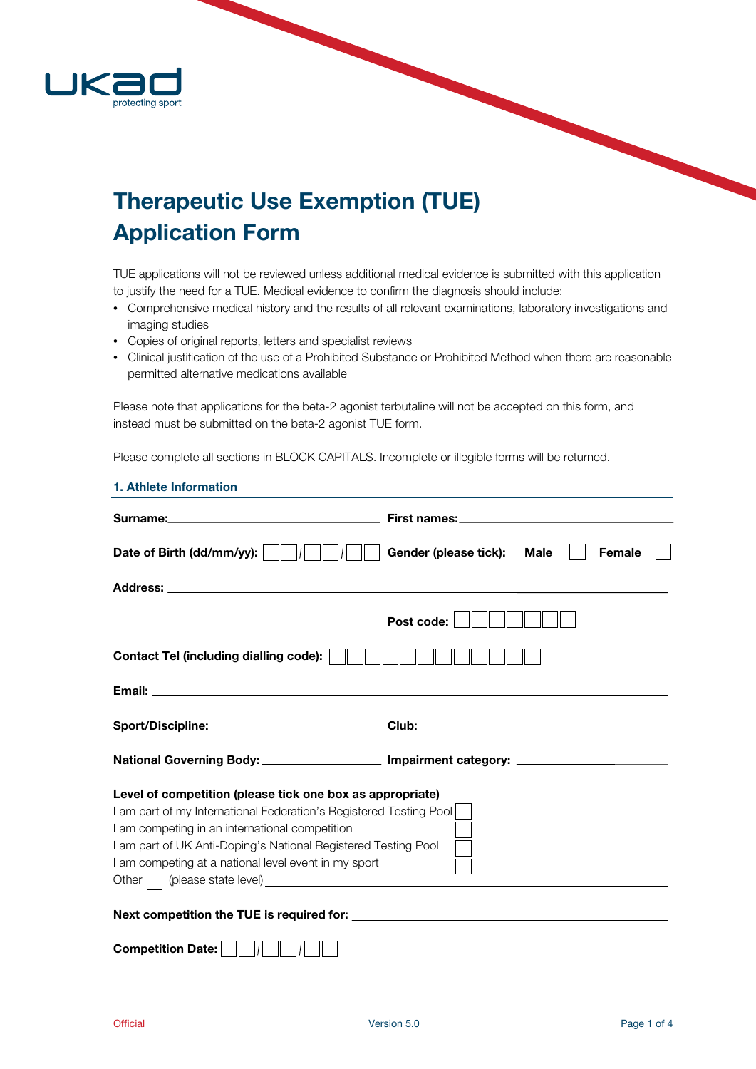ukad
protecting sport

# Therapeutic Use Exemption (TUE) Application Form

TUE applications will not be reviewed unless additional medical evidence is submitted with this application to justify the need for a TUE. Medical evidence to confirm the diagnosis should include:

- Comprehensive medical history and the results of all relevant examinations, laboratory investigations and imaging studies
- Copies of original reports, letters and specialist reviews
- Clinical justification of the use of a Prohibited Substance or Prohibited Method when there are reasonable permitted alternative medications available

Please note that applications for the beta-2 agonist terbutaline will not be accepted on this form, and instead must be submitted on the beta-2 agonist TUE form.

Please complete all sections in BLOCK CAPITALS. Incomplete or illegible forms will be returned.

## 1. Athlete Information

**Surname:** ______________________ **First names:** ______________________

**Date of Birth (dd/mm/yy):** ☐☐/☐☐/☐☐ **Gender (please tick):** **Male** ☐ **Female** ☐

**Address:** ____________________________________________

____________________________ **Post code:** ☐☐☐☐☐☐☐

**Contact Tel (including dialling code):** ☐☐☐☐☐☐☐☐☐☐☐☐

**Email:** ____________________________________________

**Sport/Discipline:** ______________________ **Club:** ______________________

**National Governing Body:** ______________________ **Impairment category:** ______________________

**Level of competition (please tick one box as appropriate)**

I am part of my International Federation's Registered Testing Pool ☐
I am competing in an international competition ☐
I am part of UK Anti-Doping's National Registered Testing Pool ☐
I am competing at a national level event in my sport ☐
Other ☐ (please state level) ______________________

**Next competition the TUE is required for:** ______________________

**Competition Date:** ☐☐/☐☐/☐☐

Official Version 5.0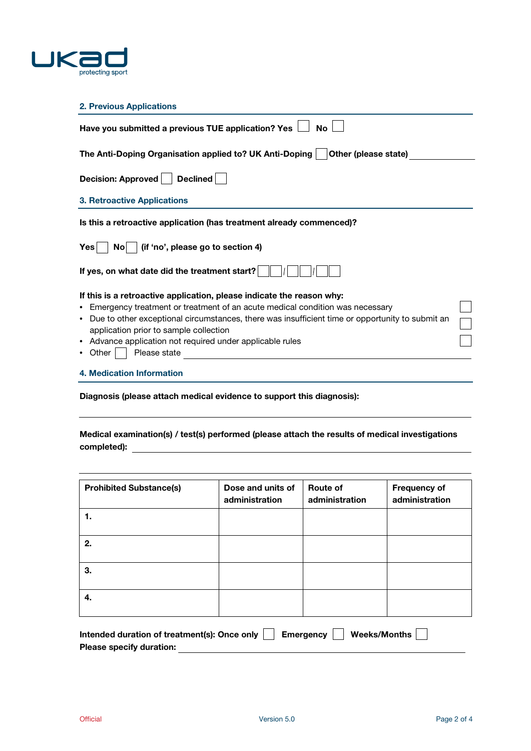## 2. Previous Applications

**Have you submitted a previous TUE application? Yes ☐ No ☐**

**The Anti-Doping Organisation applied to? UK Anti-Doping ☐ Other (please state)** ____________

**Decision: Approved ☐ Declined ☐**

## 3. Retroactive Applications

**Is this a retroactive application (has treatment already commenced)?**

**Yes ☐ No ☐ (if 'no', please go to section 4)**

**If yes, on what date did the treatment start?** ☐☐/☐☐/☐☐

**If this is a retroactive application, please indicate the reason why:**

- Emergency treatment or treatment of an acute medical condition was necessary ☐
- Due to other exceptional circumstances, there was insufficient time or opportunity to submit an application prior to sample collection ☐
- Advance application not required under applicable rules ☐
- Other ☐ Please state ____________

## 4. Medication Information

**Diagnosis (please attach medical evidence to support this diagnosis):**

____________

**Medical examination(s) / test(s) performed (please attach the results of medical investigations completed):** ____________

____________

| Prohibited Substance(s) | Dose and units of administration | Route of administration | Frequency of administration |
|---|---|---|---|
| **1.** | | | |
| **2.** | | | |
| **3.** | | | |
| **4.** | | | |

**Intended duration of treatment(s): Once only ☐ Emergency ☐ Weeks/Months ☐**
**Please specify duration:** ____________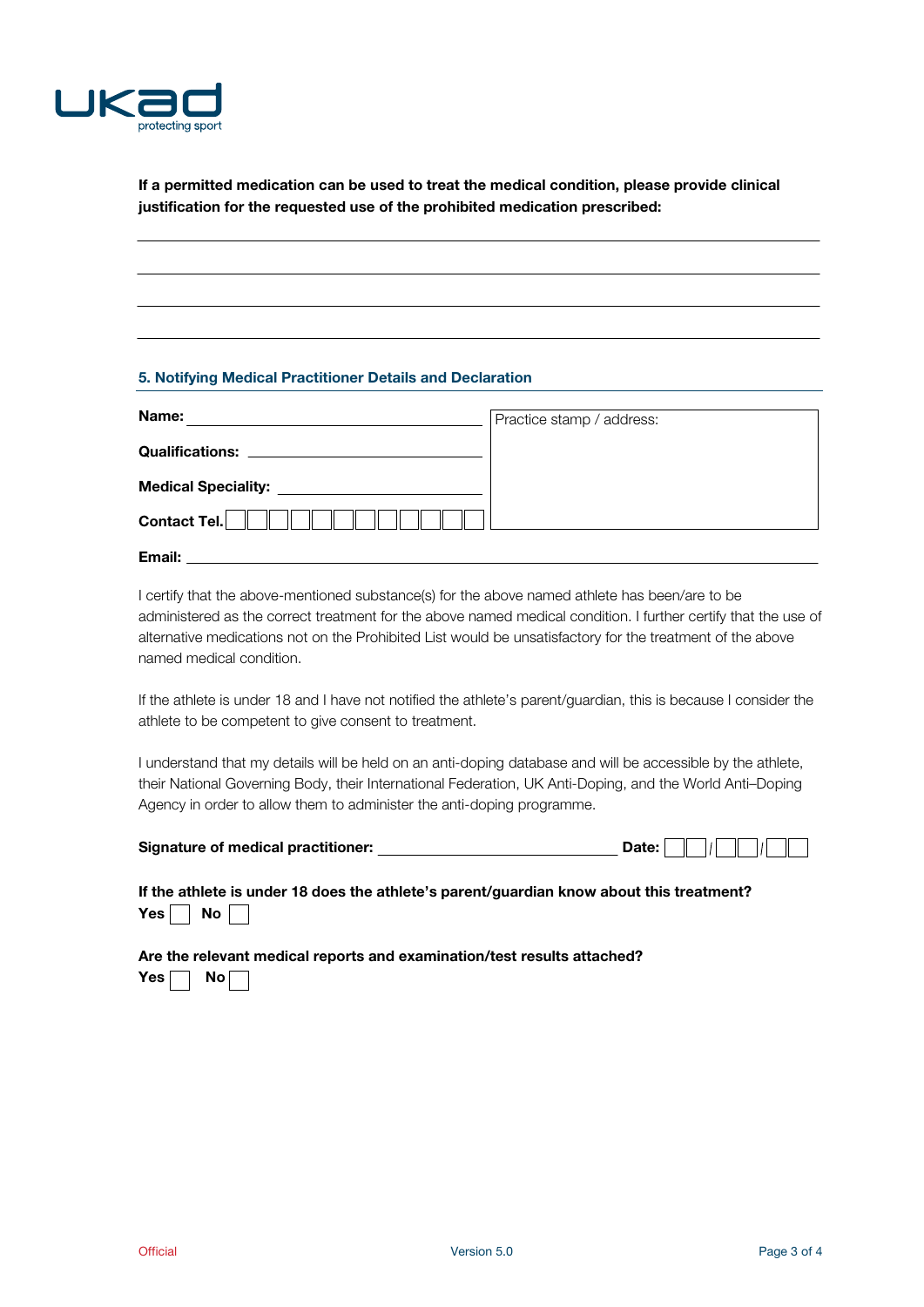**If a permitted medication can be used to treat the medical condition, please provide clinical justification for the requested use of the prohibited medication prescribed:**

\_\_\_\_\_\_\_\_\_\_\_\_\_\_\_\_\_\_\_\_\_\_\_\_\_\_\_\_\_\_\_\_\_\_\_\_\_\_\_\_\_\_\_\_\_\_\_\_\_\_\_\_\_\_\_\_\_\_\_\_\_\_\_\_\_\_\_\_\_\_\_\_

\_\_\_\_\_\_\_\_\_\_\_\_\_\_\_\_\_\_\_\_\_\_\_\_\_\_\_\_\_\_\_\_\_\_\_\_\_\_\_\_\_\_\_\_\_\_\_\_\_\_\_\_\_\_\_\_\_\_\_\_\_\_\_\_\_\_\_\_\_\_\_\_

\_\_\_\_\_\_\_\_\_\_\_\_\_\_\_\_\_\_\_\_\_\_\_\_\_\_\_\_\_\_\_\_\_\_\_\_\_\_\_\_\_\_\_\_\_\_\_\_\_\_\_\_\_\_\_\_\_\_\_\_\_\_\_\_\_\_\_\_\_\_\_\_

\_\_\_\_\_\_\_\_\_\_\_\_\_\_\_\_\_\_\_\_\_\_\_\_\_\_\_\_\_\_\_\_\_\_\_\_\_\_\_\_\_\_\_\_\_\_\_\_\_\_\_\_\_\_\_\_\_\_\_\_\_\_\_\_\_\_\_\_\_\_\_\_

## 5. Notifying Medical Practitioner Details and Declaration

**Name:** \_\_\_\_\_\_\_\_\_\_\_\_\_\_\_\_\_\_\_\_\_\_\_\_\_\_\_\_\_\_\_\_

**Qualifications:** \_\_\_\_\_\_\_\_\_\_\_\_\_\_\_\_\_\_\_\_\_\_\_\_\_\_\_\_

**Medical Speciality:** \_\_\_\_\_\_\_\_\_\_\_\_\_\_\_\_\_\_\_\_\_\_\_\_\_\_

**Contact Tel.** ☐☐☐☐☐☐☐☐☐☐☐☐

Practice stamp / address:

**Email:** \_\_\_\_\_\_\_\_\_\_\_\_\_\_\_\_\_\_\_\_\_\_\_\_\_\_\_\_\_\_\_\_\_\_\_\_\_\_\_\_\_\_\_\_\_\_\_\_\_\_\_\_\_\_\_\_\_\_\_\_

I certify that the above-mentioned substance(s) for the above named athlete has been/are to be administered as the correct treatment for the above named medical condition. I further certify that the use of alternative medications not on the Prohibited List would be unsatisfactory for the treatment of the above named medical condition.

If the athlete is under 18 and I have not notified the athlete's parent/guardian, this is because I consider the athlete to be competent to give consent to treatment.

I understand that my details will be held on an anti-doping database and will be accessible by the athlete, their National Governing Body, their International Federation, UK Anti-Doping, and the World Anti–Doping Agency in order to allow them to administer the anti-doping programme.

**Signature of medical practitioner:** \_\_\_\_\_\_\_\_\_\_\_\_\_\_\_\_\_\_\_\_\_\_\_\_\_\_\_\_ **Date:** ☐☐/☐☐/☐☐

**If the athlete is under 18 does the athlete's parent/guardian know about this treatment?**

**Yes** ☐ **No** ☐

**Are the relevant medical reports and examination/test results attached?**

**Yes** ☐ **No** ☐

Official

Version 5.0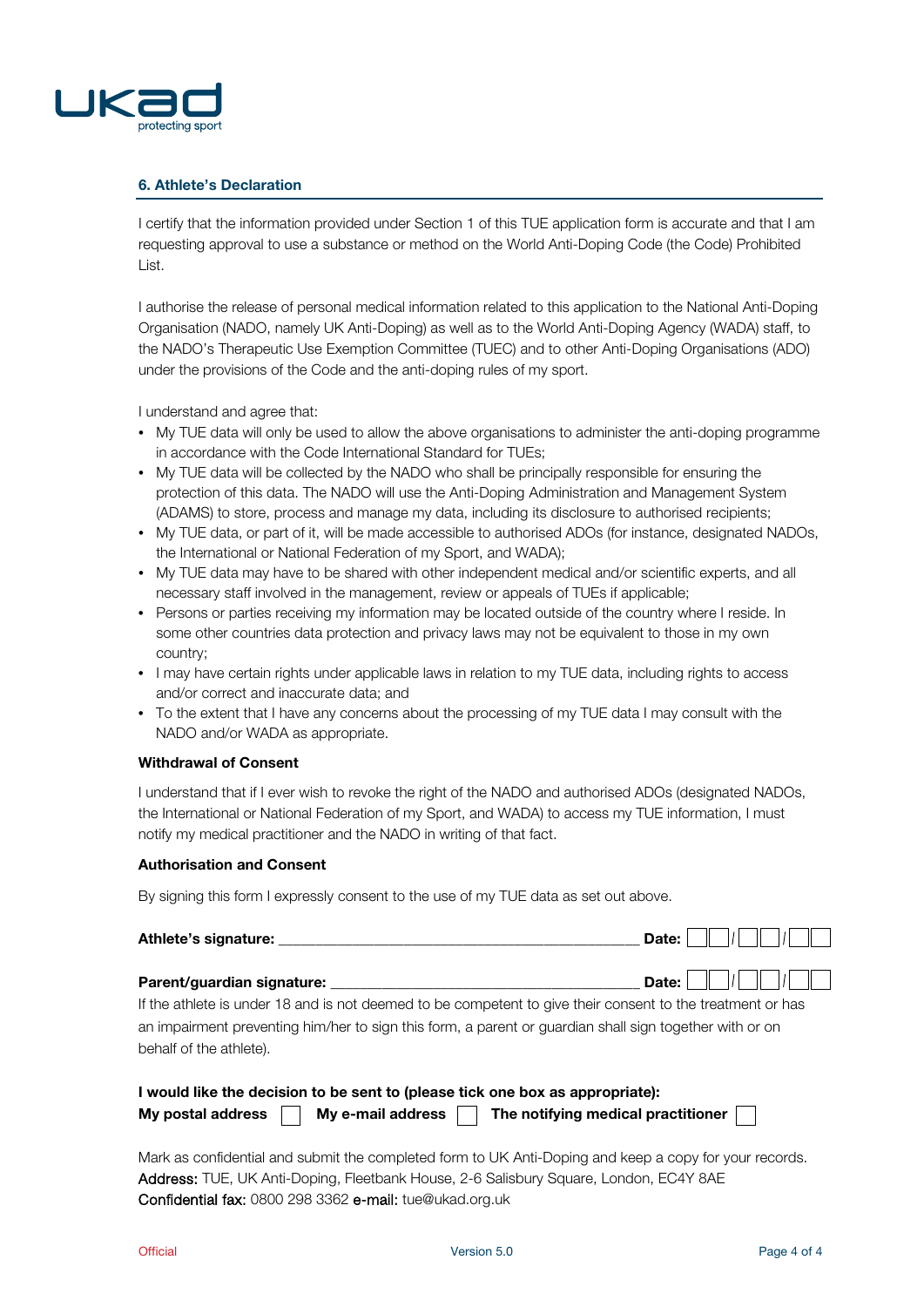## 6. Athlete's Declaration

I certify that the information provided under Section 1 of this TUE application form is accurate and that I am requesting approval to use a substance or method on the World Anti-Doping Code (the Code) Prohibited List.

I authorise the release of personal medical information related to this application to the National Anti-Doping Organisation (NADO, namely UK Anti-Doping) as well as to the World Anti-Doping Agency (WADA) staff, to the NADO's Therapeutic Use Exemption Committee (TUEC) and to other Anti-Doping Organisations (ADO) under the provisions of the Code and the anti-doping rules of my sport.

I understand and agree that:

- My TUE data will only be used to allow the above organisations to administer the anti-doping programme in accordance with the Code International Standard for TUEs;
- My TUE data will be collected by the NADO who shall be principally responsible for ensuring the protection of this data. The NADO will use the Anti-Doping Administration and Management System (ADAMS) to store, process and manage my data, including its disclosure to authorised recipients;
- My TUE data, or part of it, will be made accessible to authorised ADOs (for instance, designated NADOs, the International or National Federation of my Sport, and WADA);
- My TUE data may have to be shared with other independent medical and/or scientific experts, and all necessary staff involved in the management, review or appeals of TUEs if applicable;
- Persons or parties receiving my information may be located outside of the country where I reside. In some other countries data protection and privacy laws may not be equivalent to those in my own country;
- I may have certain rights under applicable laws in relation to my TUE data, including rights to access and/or correct and inaccurate data; and
- To the extent that I have any concerns about the processing of my TUE data I may consult with the NADO and/or WADA as appropriate.

**Withdrawal of Consent**

I understand that if I ever wish to revoke the right of the NADO and authorised ADOs (designated NADOs, the International or National Federation of my Sport, and WADA) to access my TUE information, I must notify my medical practitioner and the NADO in writing of that fact.

**Authorisation and Consent**

By signing this form I expressly consent to the use of my TUE data as set out above.

**Athlete's signature:** ______________________________________________ **Date:** ☐☐/☐☐/☐☐

**Parent/guardian signature:** ________________________________________ **Date:** ☐☐/☐☐/☐☐

If the athlete is under 18 and is not deemed to be competent to give their consent to the treatment or has an impairment preventing him/her to sign this form, a parent or guardian shall sign together with or on behalf of the athlete).

**I would like the decision to be sent to (please tick one box as appropriate):**

**My postal address** ☐ **My e-mail address** ☐ **The notifying medical practitioner** ☐

Mark as confidential and submit the completed form to UK Anti-Doping and keep a copy for your records.
**Address:** TUE, UK Anti-Doping, Fleetbank House, 2-6 Salisbury Square, London, EC4Y 8AE
**Confidential fax:** 0800 298 3362 **e-mail:** tue@ukad.org.uk